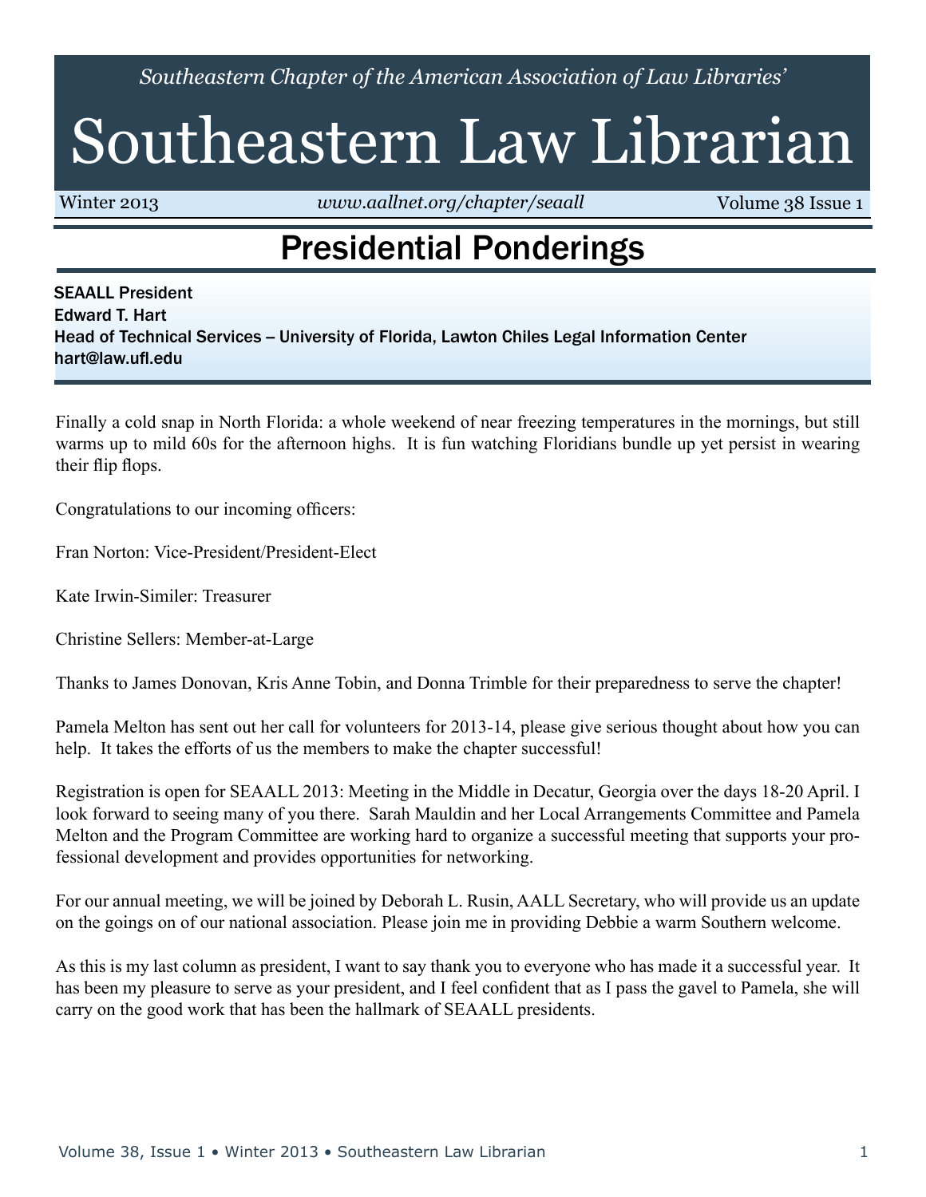*Southeastern Chapter of the American Association of Law Libraries'*

# Southeastern Law Librarian

Winter 2013 | *www.aallnet.org/chapter/seaall* | Volume 38 Issue 1

## Presidential Ponderings

SEAALL President
Edward T. Hart
Head of Technical Services – University of Florida, Lawton Chiles Legal Information Center
hart@law.ufl.edu

Finally a cold snap in North Florida: a whole weekend of near freezing temperatures in the mornings, but still warms up to mild 60s for the afternoon highs. It is fun watching Floridians bundle up yet persist in wearing their flip flops.

Congratulations to our incoming officers:

Fran Norton: Vice-President/President-Elect

Kate Irwin-Similer: Treasurer

Christine Sellers: Member-at-Large

Thanks to James Donovan, Kris Anne Tobin, and Donna Trimble for their preparedness to serve the chapter!

Pamela Melton has sent out her call for volunteers for 2013-14, please give serious thought about how you can help. It takes the efforts of us the members to make the chapter successful!

Registration is open for SEAALL 2013: Meeting in the Middle in Decatur, Georgia over the days 18-20 April. I look forward to seeing many of you there. Sarah Mauldin and her Local Arrangements Committee and Pamela Melton and the Program Committee are working hard to organize a successful meeting that supports your professional development and provides opportunities for networking.

For our annual meeting, we will be joined by Deborah L. Rusin, AALL Secretary, who will provide us an update on the goings on of our national association. Please join me in providing Debbie a warm Southern welcome.

As this is my last column as president, I want to say thank you to everyone who has made it a successful year. It has been my pleasure to serve as your president, and I feel confident that as I pass the gavel to Pamela, she will carry on the good work that has been the hallmark of SEAALL presidents.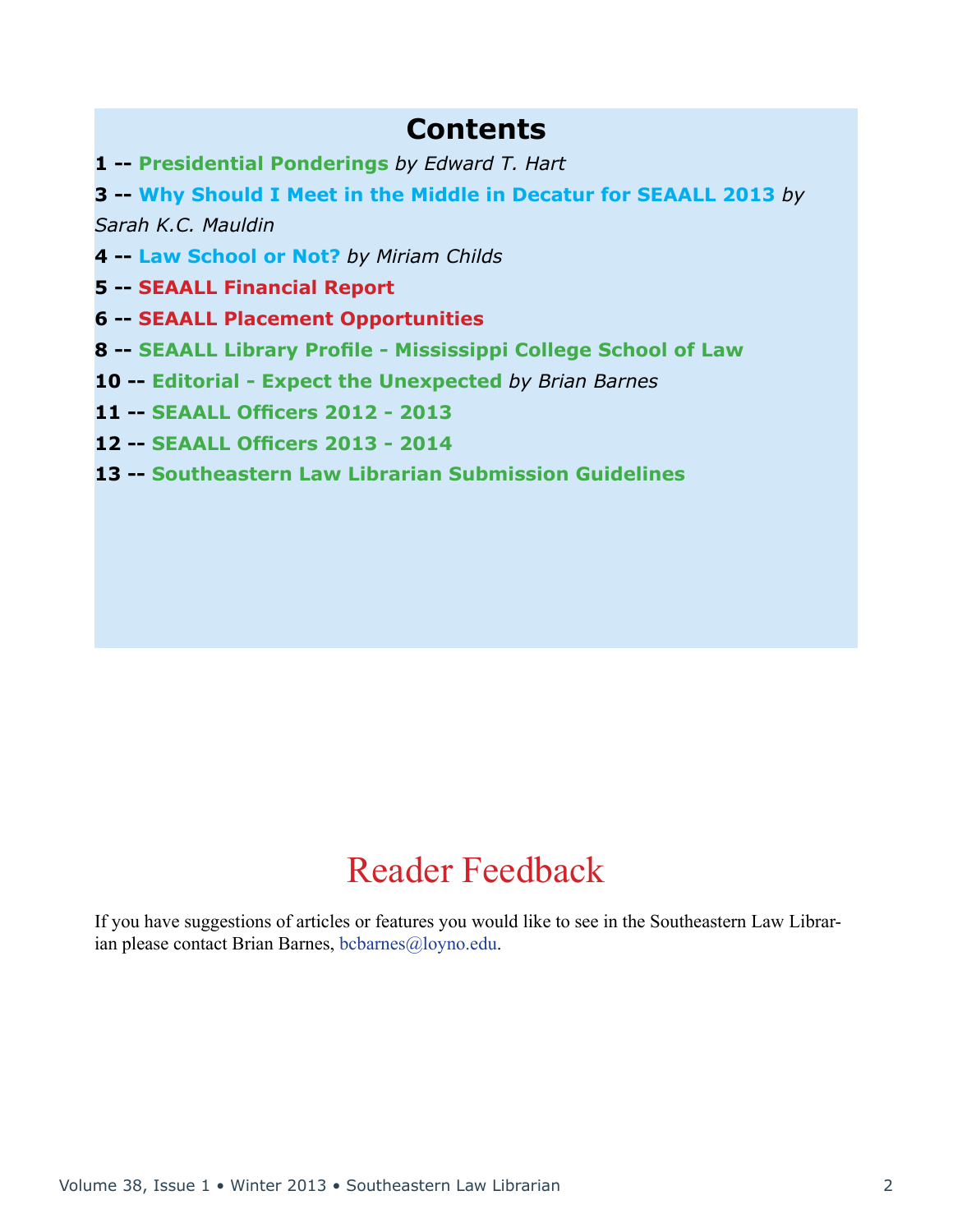# Contents

**1 --** **Presidential Ponderings** *by Edward T. Hart*

**3 --** **Why Should I Meet in the Middle in Decatur for SEAALL 2013** *by Sarah K.C. Mauldin*

**4 --** **Law School or Not?** *by Miriam Childs*

**5 --** **SEAALL Financial Report**

**6 --** **SEAALL Placement Opportunities**

**8 --** **SEAALL Library Profile - Mississippi College School of Law**

**10 --** **Editorial - Expect the Unexpected** *by Brian Barnes*

**11 --** **SEAALL Officers 2012 - 2013**

**12 --** **SEAALL Officers 2013 - 2014**

**13 --** **Southeastern Law Librarian Submission Guidelines**

# Reader Feedback

If you have suggestions of articles or features you would like to see in the Southeastern Law Librarian please contact Brian Barnes, bcbarnes@loyno.edu.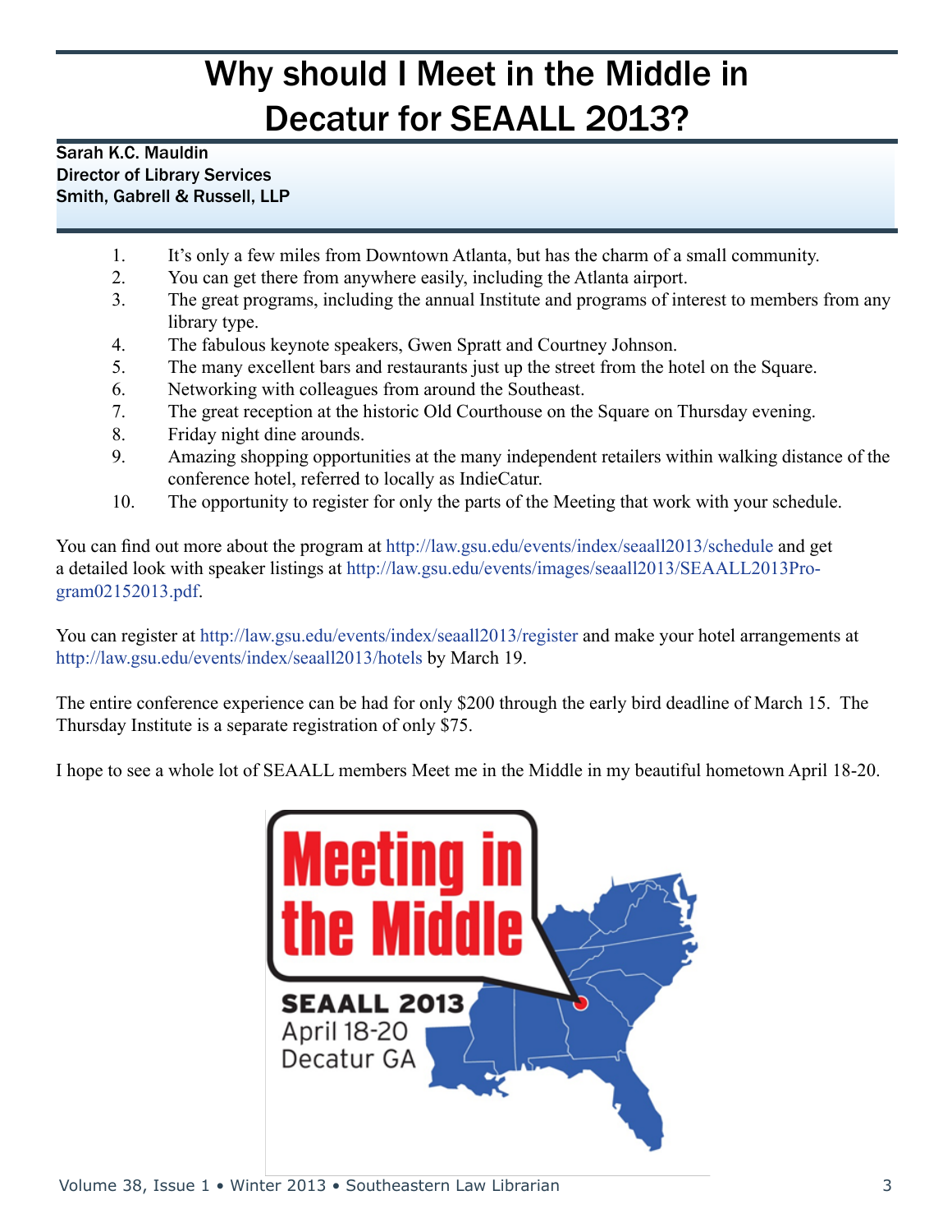# Why should I Meet in the Middle in Decatur for SEAALL 2013?

**Sarah K.C. Mauldin**
**Director of Library Services**
**Smith, Gabrell & Russell, LLP**

1. It's only a few miles from Downtown Atlanta, but has the charm of a small community.
2. You can get there from anywhere easily, including the Atlanta airport.
3. The great programs, including the annual Institute and programs of interest to members from any library type.
4. The fabulous keynote speakers, Gwen Spratt and Courtney Johnson.
5. The many excellent bars and restaurants just up the street from the hotel on the Square.
6. Networking with colleagues from around the Southeast.
7. The great reception at the historic Old Courthouse on the Square on Thursday evening.
8. Friday night dine arounds.
9. Amazing shopping opportunities at the many independent retailers within walking distance of the conference hotel, referred to locally as IndieCatur.
10. The opportunity to register for only the parts of the Meeting that work with your schedule.

You can find out more about the program at http://law.gsu.edu/events/index/seaall2013/schedule and get a detailed look with speaker listings at http://law.gsu.edu/events/images/seaall2013/SEAALL2013Program02152013.pdf.

You can register at http://law.gsu.edu/events/index/seaall2013/register and make your hotel arrangements at http://law.gsu.edu/events/index/seaall2013/hotels by March 19.

The entire conference experience can be had for only $200 through the early bird deadline of March 15. The Thursday Institute is a separate registration of only $75.

I hope to see a whole lot of SEAALL members Meet me in the Middle in my beautiful hometown April 18-20.

Meeting in the Middle

SEAALL 2013
April 18-20
Decatur GA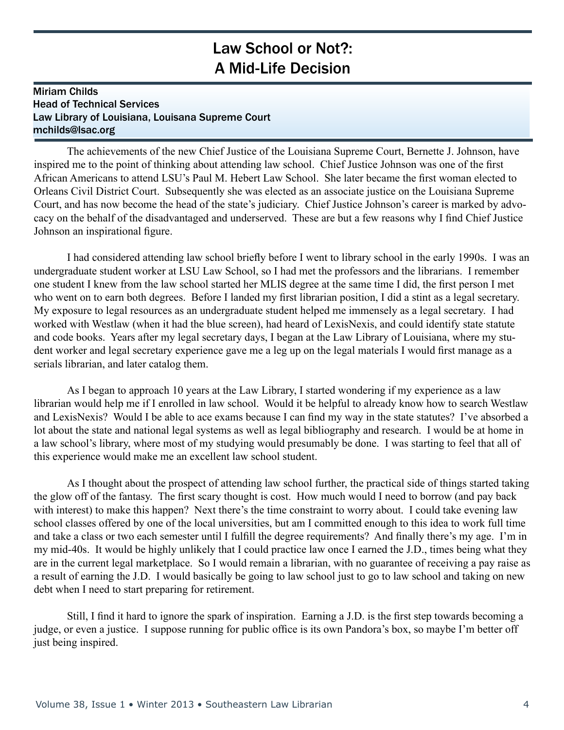# Law School or Not?: A Mid-Life Decision

Miriam Childs
Head of Technical Services
Law Library of Louisiana, Louisana Supreme Court
mchilds@lsac.org

The achievements of the new Chief Justice of the Louisiana Supreme Court, Bernette J. Johnson, have inspired me to the point of thinking about attending law school. Chief Justice Johnson was one of the first African Americans to attend LSU's Paul M. Hebert Law School. She later became the first woman elected to Orleans Civil District Court. Subsequently she was elected as an associate justice on the Louisiana Supreme Court, and has now become the head of the state's judiciary. Chief Justice Johnson's career is marked by advocacy on the behalf of the disadvantaged and underserved. These are but a few reasons why I find Chief Justice Johnson an inspirational figure.

I had considered attending law school briefly before I went to library school in the early 1990s. I was an undergraduate student worker at LSU Law School, so I had met the professors and the librarians. I remember one student I knew from the law school started her MLIS degree at the same time I did, the first person I met who went on to earn both degrees. Before I landed my first librarian position, I did a stint as a legal secretary. My exposure to legal resources as an undergraduate student helped me immensely as a legal secretary. I had worked with Westlaw (when it had the blue screen), had heard of LexisNexis, and could identify state statute and code books. Years after my legal secretary days, I began at the Law Library of Louisiana, where my student worker and legal secretary experience gave me a leg up on the legal materials I would first manage as a serials librarian, and later catalog them.

As I began to approach 10 years at the Law Library, I started wondering if my experience as a law librarian would help me if I enrolled in law school. Would it be helpful to already know how to search Westlaw and LexisNexis? Would I be able to ace exams because I can find my way in the state statutes? I've absorbed a lot about the state and national legal systems as well as legal bibliography and research. I would be at home in a law school's library, where most of my studying would presumably be done. I was starting to feel that all of this experience would make me an excellent law school student.

As I thought about the prospect of attending law school further, the practical side of things started taking the glow off of the fantasy. The first scary thought is cost. How much would I need to borrow (and pay back with interest) to make this happen? Next there's the time constraint to worry about. I could take evening law school classes offered by one of the local universities, but am I committed enough to this idea to work full time and take a class or two each semester until I fulfill the degree requirements? And finally there's my age. I'm in my mid-40s. It would be highly unlikely that I could practice law once I earned the J.D., times being what they are in the current legal marketplace. So I would remain a librarian, with no guarantee of receiving a pay raise as a result of earning the J.D. I would basically be going to law school just to go to law school and taking on new debt when I need to start preparing for retirement.

Still, I find it hard to ignore the spark of inspiration. Earning a J.D. is the first step towards becoming a judge, or even a justice. I suppose running for public office is its own Pandora's box, so maybe I'm better off just being inspired.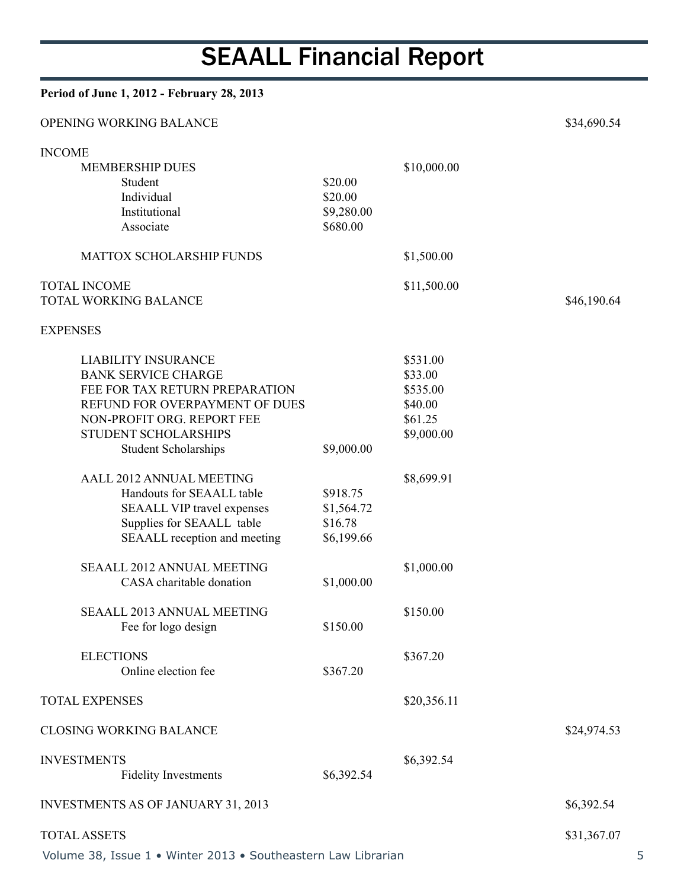# SEAALL Financial Report

**Period of June 1, 2012 - February 28, 2013**

| | | | |
|---|---|---|---|
| OPENING WORKING BALANCE | | | $34,690.54 |
| | | | |
| INCOME | | | |
| MEMBERSHIP DUES | | $10,000.00 | |
| Student | $20.00 | | |
| Individual | $20.00 | | |
| Institutional | $9,280.00 | | |
| Associate | $680.00 | | |
| | | | |
| MATTOX SCHOLARSHIP FUNDS | | $1,500.00 | |
| | | | |
| TOTAL INCOME | | $11,500.00 | |
| TOTAL WORKING BALANCE | | | $46,190.64 |
| | | | |
| EXPENSES | | | |
| | | | |
| LIABILITY INSURANCE | | $531.00 | |
| BANK SERVICE CHARGE | | $33.00 | |
| FEE FOR TAX RETURN PREPARATION | | $535.00 | |
| REFUND FOR OVERPAYMENT OF DUES | | $40.00 | |
| NON-PROFIT ORG. REPORT FEE | | $61.25 | |
| STUDENT SCHOLARSHIPS | | $9,000.00 | |
| Student Scholarships | $9,000.00 | | |
| | | | |
| AALL 2012 ANNUAL MEETING | | $8,699.91 | |
| Handouts for SEAALL table | $918.75 | | |
| SEAALL VIP travel expenses | $1,564.72 | | |
| Supplies for SEAALL table | $16.78 | | |
| SEAALL reception and meeting | $6,199.66 | | |
| | | | |
| SEAALL 2012 ANNUAL MEETING | | $1,000.00 | |
| CASA charitable donation | $1,000.00 | | |
| | | | |
| SEAALL 2013 ANNUAL MEETING | | $150.00 | |
| Fee for logo design | $150.00 | | |
| | | | |
| ELECTIONS | | $367.20 | |
| Online election fee | $367.20 | | |
| | | | |
| TOTAL EXPENSES | | $20,356.11 | |
| | | | |
| CLOSING WORKING BALANCE | | | $24,974.53 |
| | | | |
| INVESTMENTS | | $6,392.54 | |
| Fidelity Investments | $6,392.54 | | |
| | | | |
| INVESTMENTS AS OF JANUARY 31, 2013 | | | $6,392.54 |
| | | | |
| TOTAL ASSETS | | | $31,367.07 |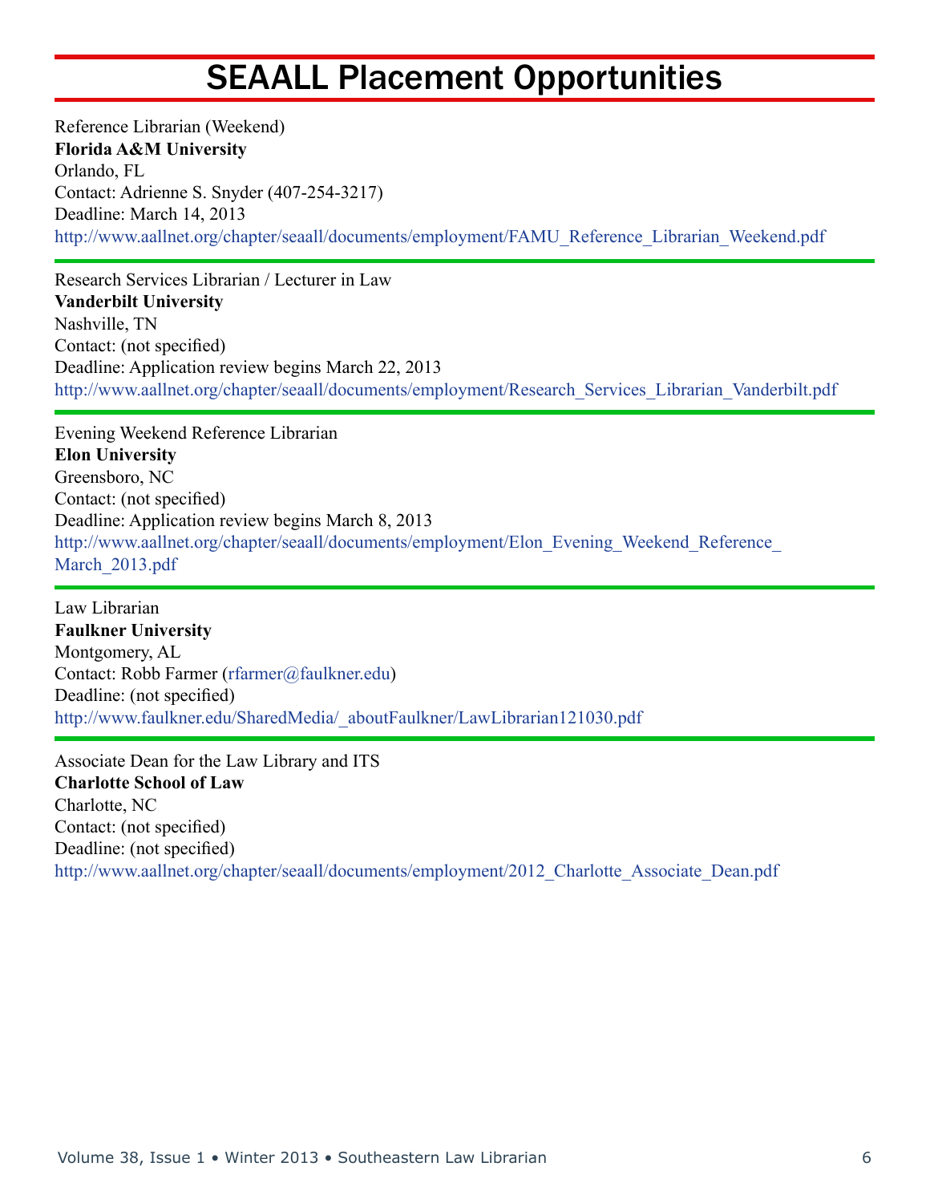# SEAALL Placement Opportunities

Reference Librarian (Weekend)
**Florida A&M University**
Orlando, FL
Contact: Adrienne S. Snyder (407-254-3217)
Deadline: March 14, 2013
http://www.aallnet.org/chapter/seaall/documents/employment/FAMU_Reference_Librarian_Weekend.pdf

---

Research Services Librarian / Lecturer in Law
**Vanderbilt University**
Nashville, TN
Contact: (not specified)
Deadline: Application review begins March 22, 2013
http://www.aallnet.org/chapter/seaall/documents/employment/Research_Services_Librarian_Vanderbilt.pdf

---

Evening Weekend Reference Librarian
**Elon University**
Greensboro, NC
Contact: (not specified)
Deadline: Application review begins March 8, 2013
http://www.aallnet.org/chapter/seaall/documents/employment/Elon_Evening_Weekend_Reference_March_2013.pdf

---

Law Librarian
**Faulkner University**
Montgomery, AL
Contact: Robb Farmer (rfarmer@faulkner.edu)
Deadline: (not specified)
http://www.faulkner.edu/SharedMedia/_aboutFaulkner/LawLibrarian121030.pdf

---

Associate Dean for the Law Library and ITS
**Charlotte School of Law**
Charlotte, NC
Contact: (not specified)
Deadline: (not specified)
http://www.aallnet.org/chapter/seaall/documents/employment/2012_Charlotte_Associate_Dean.pdf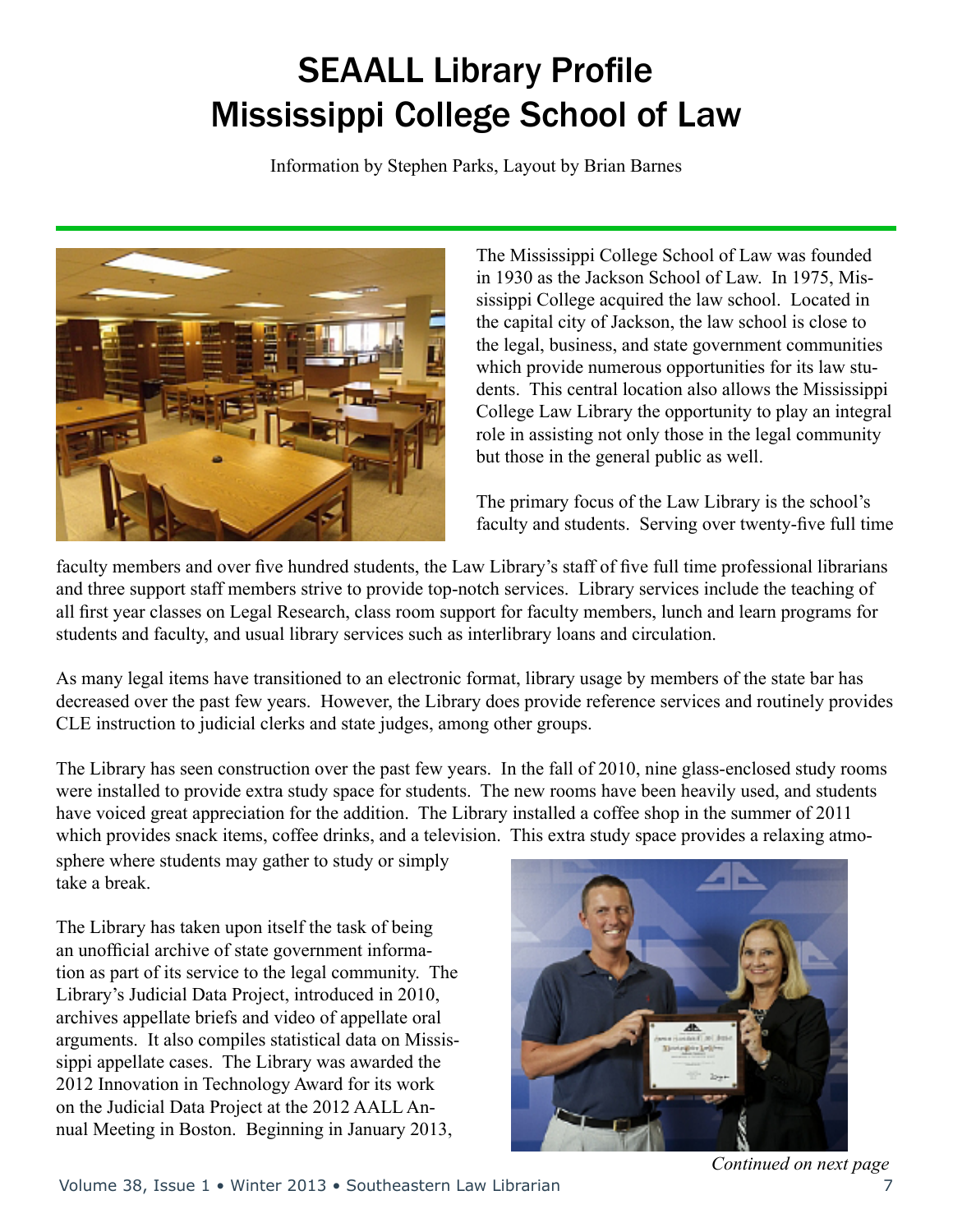# SEAALL Library Profile
# Mississippi College School of Law

Information by Stephen Parks, Layout by Brian Barnes

The Mississippi College School of Law was founded in 1930 as the Jackson School of Law. In 1975, Mississippi College acquired the law school. Located in the capital city of Jackson, the law school is close to the legal, business, and state government communities which provide numerous opportunities for its law students. This central location also allows the Mississippi College Law Library the opportunity to play an integral role in assisting not only those in the legal community but those in the general public as well.

The primary focus of the Law Library is the school's faculty and students. Serving over twenty-five full time faculty members and over five hundred students, the Law Library's staff of five full time professional librarians and three support staff members strive to provide top-notch services. Library services include the teaching of all first year classes on Legal Research, class room support for faculty members, lunch and learn programs for students and faculty, and usual library services such as interlibrary loans and circulation.

As many legal items have transitioned to an electronic format, library usage by members of the state bar has decreased over the past few years. However, the Library does provide reference services and routinely provides CLE instruction to judicial clerks and state judges, among other groups.

The Library has seen construction over the past few years. In the fall of 2010, nine glass-enclosed study rooms were installed to provide extra study space for students. The new rooms have been heavily used, and students have voiced great appreciation for the addition. The Library installed a coffee shop in the summer of 2011 which provides snack items, coffee drinks, and a television. This extra study space provides a relaxing atmosphere where students may gather to study or simply take a break.

The Library has taken upon itself the task of being an unofficial archive of state government information as part of its service to the legal community. The Library's Judicial Data Project, introduced in 2010, archives appellate briefs and video of appellate oral arguments. It also compiles statistical data on Mississippi appellate cases. The Library was awarded the 2012 Innovation in Technology Award for its work on the Judicial Data Project at the 2012 AALL Annual Meeting in Boston. Beginning in January 2013,

*Continued on next page*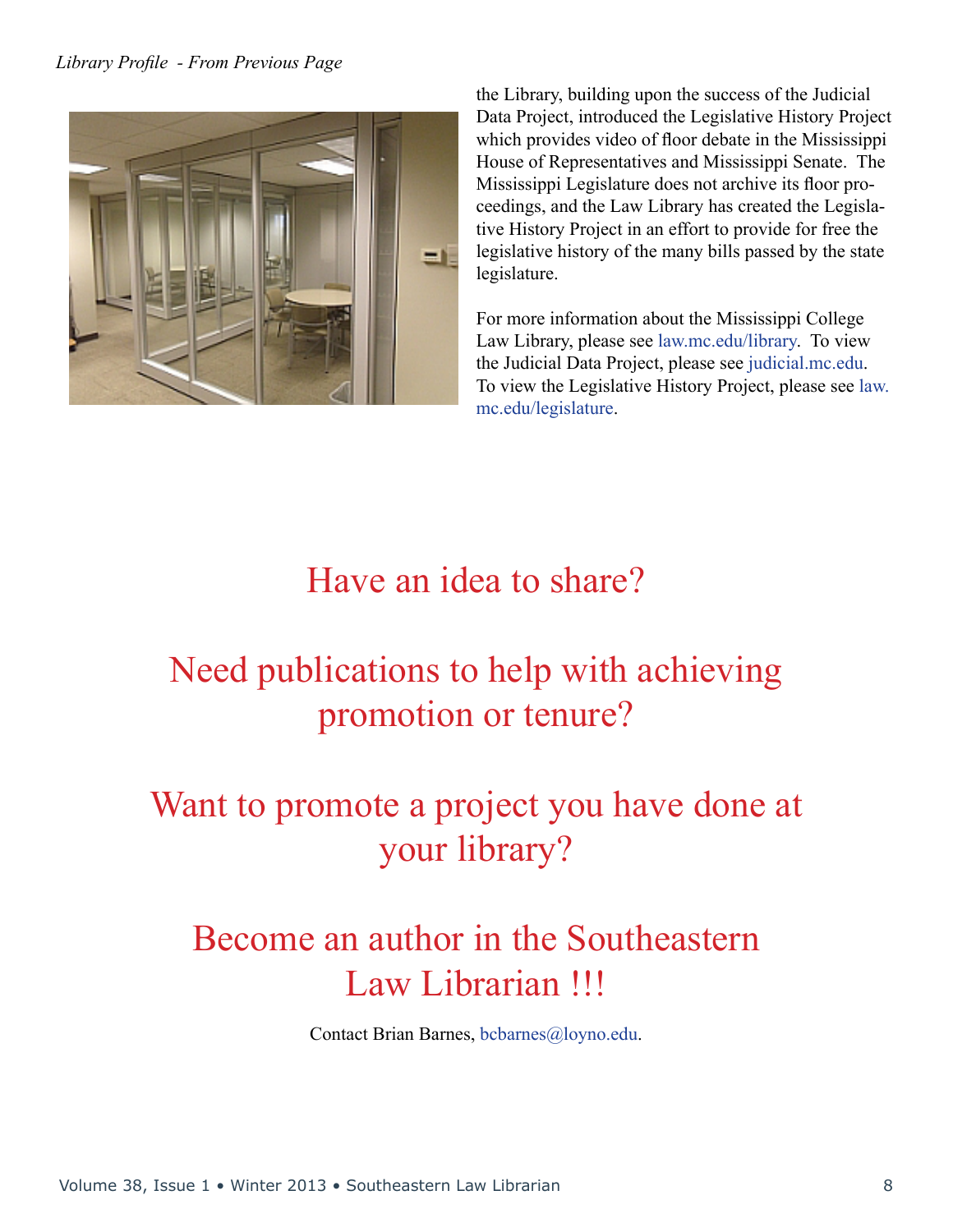*Library Profile - From Previous Page*

the Library, building upon the success of the Judicial Data Project, introduced the Legislative History Project which provides video of floor debate in the Mississippi House of Representatives and Mississippi Senate. The Mississippi Legislature does not archive its floor proceedings, and the Law Library has created the Legislative History Project in an effort to provide for free the legislative history of the many bills passed by the state legislature.

For more information about the Mississippi College Law Library, please see law.mc.edu/library. To view the Judicial Data Project, please see judicial.mc.edu. To view the Legislative History Project, please see law.mc.edu/legislature.

## Have an idea to share?

## Need publications to help with achieving promotion or tenure?

## Want to promote a project you have done at your library?

## Become an author in the Southeastern Law Librarian !!!

Contact Brian Barnes, bcbarnes@loyno.edu.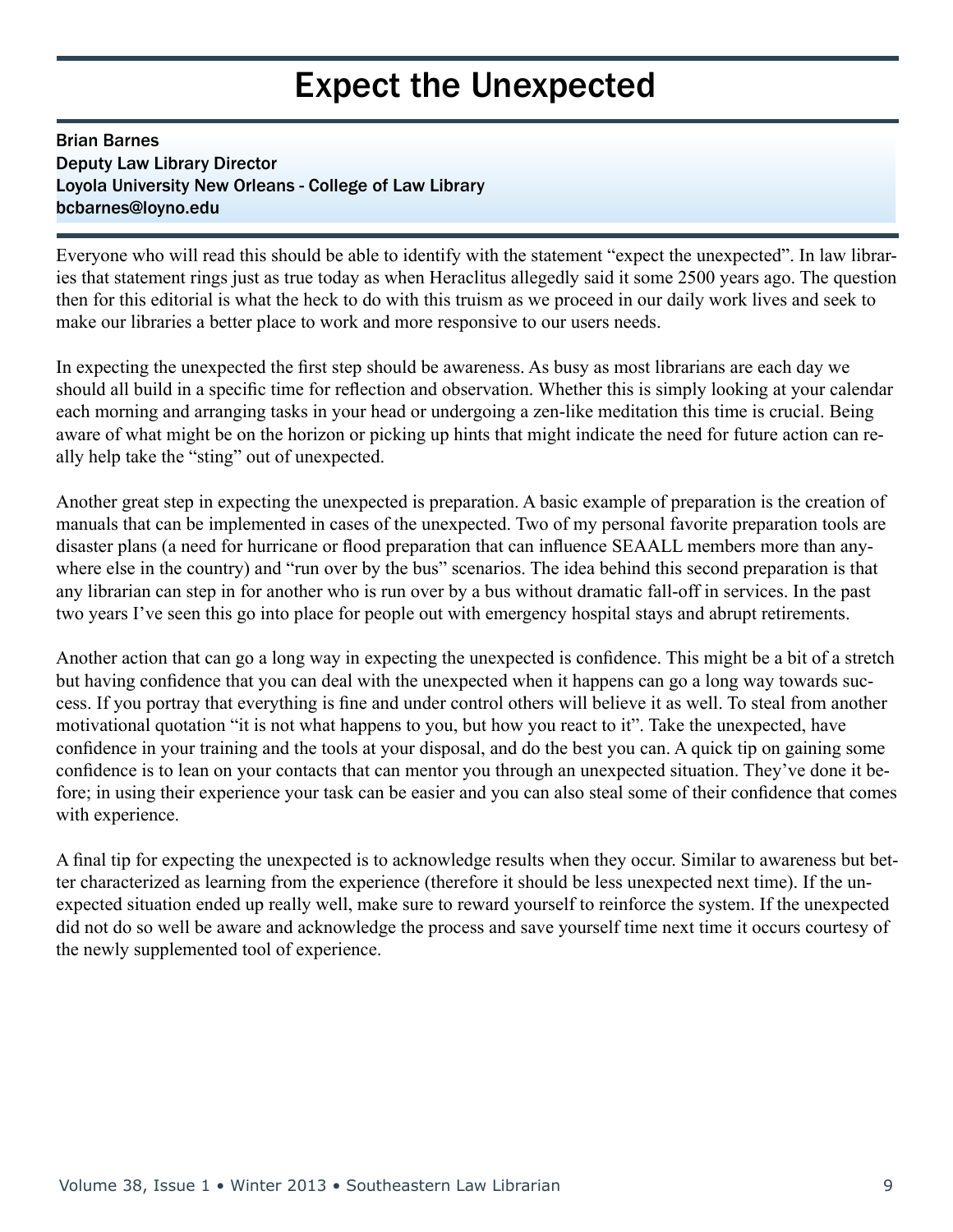# Expect the Unexpected

Brian Barnes
Deputy Law Library Director
Loyola University New Orleans - College of Law Library
bcbarnes@loyno.edu

Everyone who will read this should be able to identify with the statement "expect the unexpected". In law libraries that statement rings just as true today as when Heraclitus allegedly said it some 2500 years ago. The question then for this editorial is what the heck to do with this truism as we proceed in our daily work lives and seek to make our libraries a better place to work and more responsive to our users needs.

In expecting the unexpected the first step should be awareness. As busy as most librarians are each day we should all build in a specific time for reflection and observation. Whether this is simply looking at your calendar each morning and arranging tasks in your head or undergoing a zen-like meditation this time is crucial. Being aware of what might be on the horizon or picking up hints that might indicate the need for future action can really help take the "sting" out of unexpected.

Another great step in expecting the unexpected is preparation. A basic example of preparation is the creation of manuals that can be implemented in cases of the unexpected. Two of my personal favorite preparation tools are disaster plans (a need for hurricane or flood preparation that can influence SEAALL members more than anywhere else in the country) and "run over by the bus" scenarios. The idea behind this second preparation is that any librarian can step in for another who is run over by a bus without dramatic fall-off in services. In the past two years I've seen this go into place for people out with emergency hospital stays and abrupt retirements.

Another action that can go a long way in expecting the unexpected is confidence. This might be a bit of a stretch but having confidence that you can deal with the unexpected when it happens can go a long way towards success. If you portray that everything is fine and under control others will believe it as well. To steal from another motivational quotation "it is not what happens to you, but how you react to it". Take the unexpected, have confidence in your training and the tools at your disposal, and do the best you can. A quick tip on gaining some confidence is to lean on your contacts that can mentor you through an unexpected situation. They've done it before; in using their experience your task can be easier and you can also steal some of their confidence that comes with experience.

A final tip for expecting the unexpected is to acknowledge results when they occur. Similar to awareness but better characterized as learning from the experience (therefore it should be less unexpected next time). If the unexpected situation ended up really well, make sure to reward yourself to reinforce the system. If the unexpected did not do so well be aware and acknowledge the process and save yourself time next time it occurs courtesy of the newly supplemented tool of experience.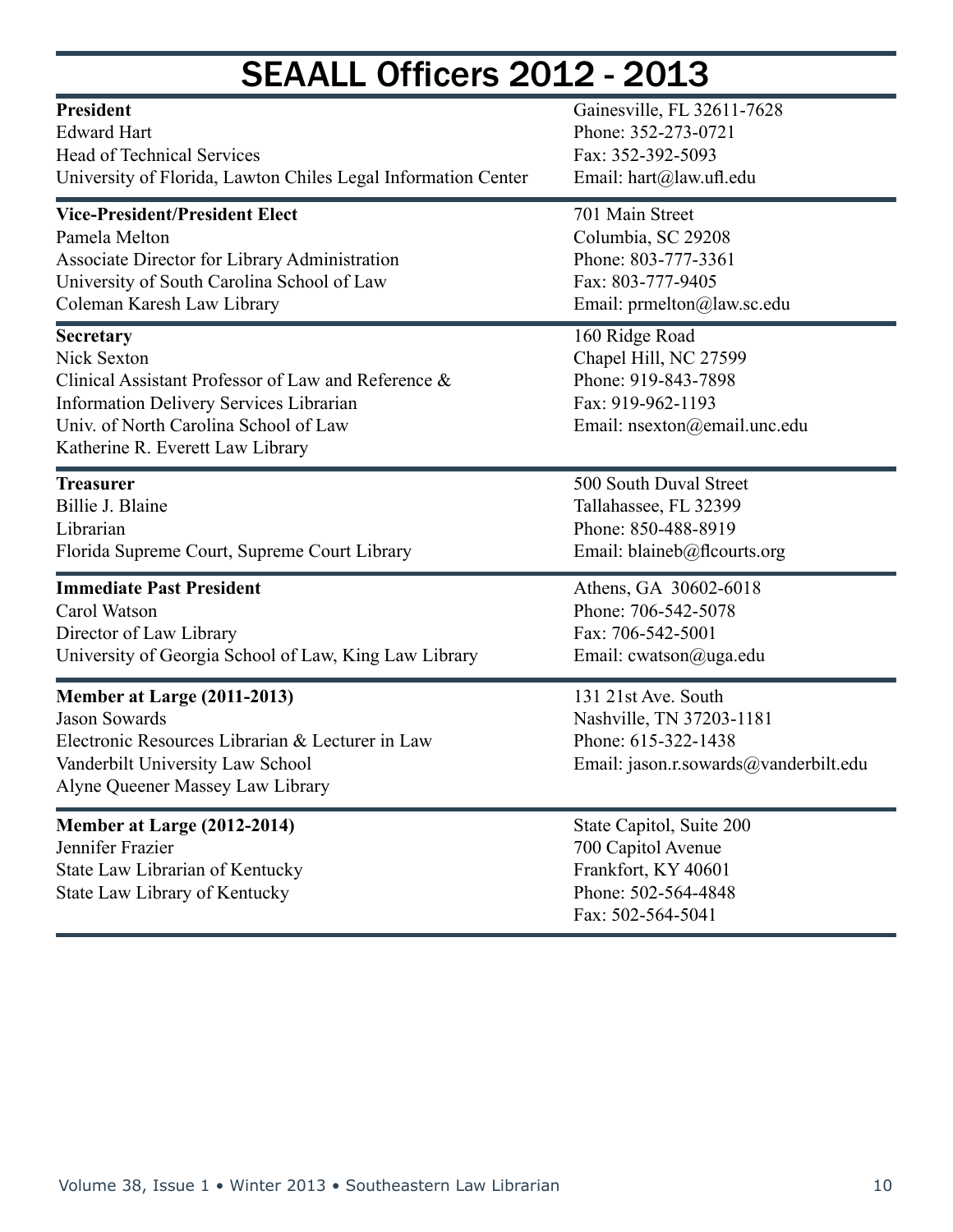# SEAALL Officers 2012 - 2013

**President**
Edward Hart
Head of Technical Services
University of Florida, Lawton Chiles Legal Information Center
Gainesville, FL 32611-7628
Phone: 352-273-0721
Fax: 352-392-5093
Email: hart@law.ufl.edu

**Vice-President/President Elect**
Pamela Melton
Associate Director for Library Administration
University of South Carolina School of Law
Coleman Karesh Law Library
701 Main Street
Columbia, SC 29208
Phone: 803-777-3361
Fax: 803-777-9405
Email: prmelton@law.sc.edu

**Secretary**
Nick Sexton
Clinical Assistant Professor of Law and Reference & Information Delivery Services Librarian
Univ. of North Carolina School of Law
Katherine R. Everett Law Library
160 Ridge Road
Chapel Hill, NC 27599
Phone: 919-843-7898
Fax: 919-962-1193
Email: nsexton@email.unc.edu

**Treasurer**
Billie J. Blaine
Librarian
Florida Supreme Court, Supreme Court Library
500 South Duval Street
Tallahassee, FL 32399
Phone: 850-488-8919
Email: blaineb@flcourts.org

**Immediate Past President**
Carol Watson
Director of Law Library
University of Georgia School of Law, King Law Library
Athens, GA 30602-6018
Phone: 706-542-5078
Fax: 706-542-5001
Email: cwatson@uga.edu

**Member at Large (2011-2013)**
Jason Sowards
Electronic Resources Librarian & Lecturer in Law
Vanderbilt University Law School
Alyne Queener Massey Law Library
131 21st Ave. South
Nashville, TN 37203-1181
Phone: 615-322-1438
Email: jason.r.sowards@vanderbilt.edu

**Member at Large (2012-2014)**
Jennifer Frazier
State Law Librarian of Kentucky
State Law Library of Kentucky
State Capitol, Suite 200
700 Capitol Avenue
Frankfort, KY 40601
Phone: 502-564-4848
Fax: 502-564-5041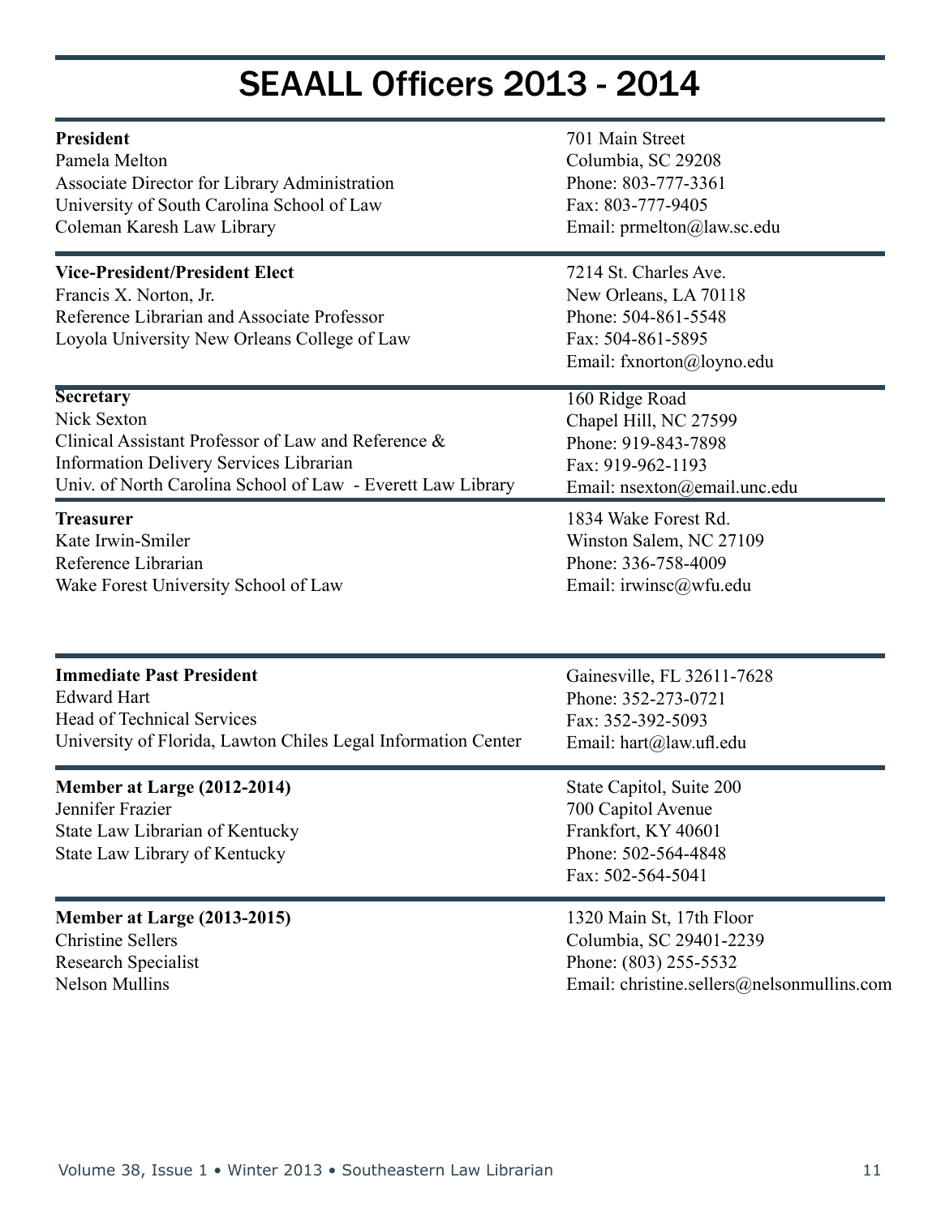# SEAALL Officers 2013 - 2014

**President**
Pamela Melton
Associate Director for Library Administration
University of South Carolina School of Law
Coleman Karesh Law Library

701 Main Street
Columbia, SC 29208
Phone: 803-777-3361
Fax: 803-777-9405
Email: prmelton@law.sc.edu

**Vice-President/President Elect**
Francis X. Norton, Jr.
Reference Librarian and Associate Professor
Loyola University New Orleans College of Law

7214 St. Charles Ave.
New Orleans, LA 70118
Phone: 504-861-5548
Fax: 504-861-5895
Email: fxnorton@loyno.edu

**Secretary**
Nick Sexton
Clinical Assistant Professor of Law and Reference & Information Delivery Services Librarian
Univ. of North Carolina School of Law - Everett Law Library

160 Ridge Road
Chapel Hill, NC 27599
Phone: 919-843-7898
Fax: 919-962-1193
Email: nsexton@email.unc.edu

**Treasurer**
Kate Irwin-Smiler
Reference Librarian
Wake Forest University School of Law

1834 Wake Forest Rd.
Winston Salem, NC 27109
Phone: 336-758-4009
Email: irwinsc@wfu.edu

**Immediate Past President**
Edward Hart
Head of Technical Services
University of Florida, Lawton Chiles Legal Information Center

Gainesville, FL 32611-7628
Phone: 352-273-0721
Fax: 352-392-5093
Email: hart@law.ufl.edu

**Member at Large (2012-2014)**
Jennifer Frazier
State Law Librarian of Kentucky
State Law Library of Kentucky

State Capitol, Suite 200
700 Capitol Avenue
Frankfort, KY 40601
Phone: 502-564-4848
Fax: 502-564-5041

**Member at Large (2013-2015)**
Christine Sellers
Research Specialist
Nelson Mullins

1320 Main St, 17th Floor
Columbia, SC 29401-2239
Phone: (803) 255-5532
Email: christine.sellers@nelsonmullins.com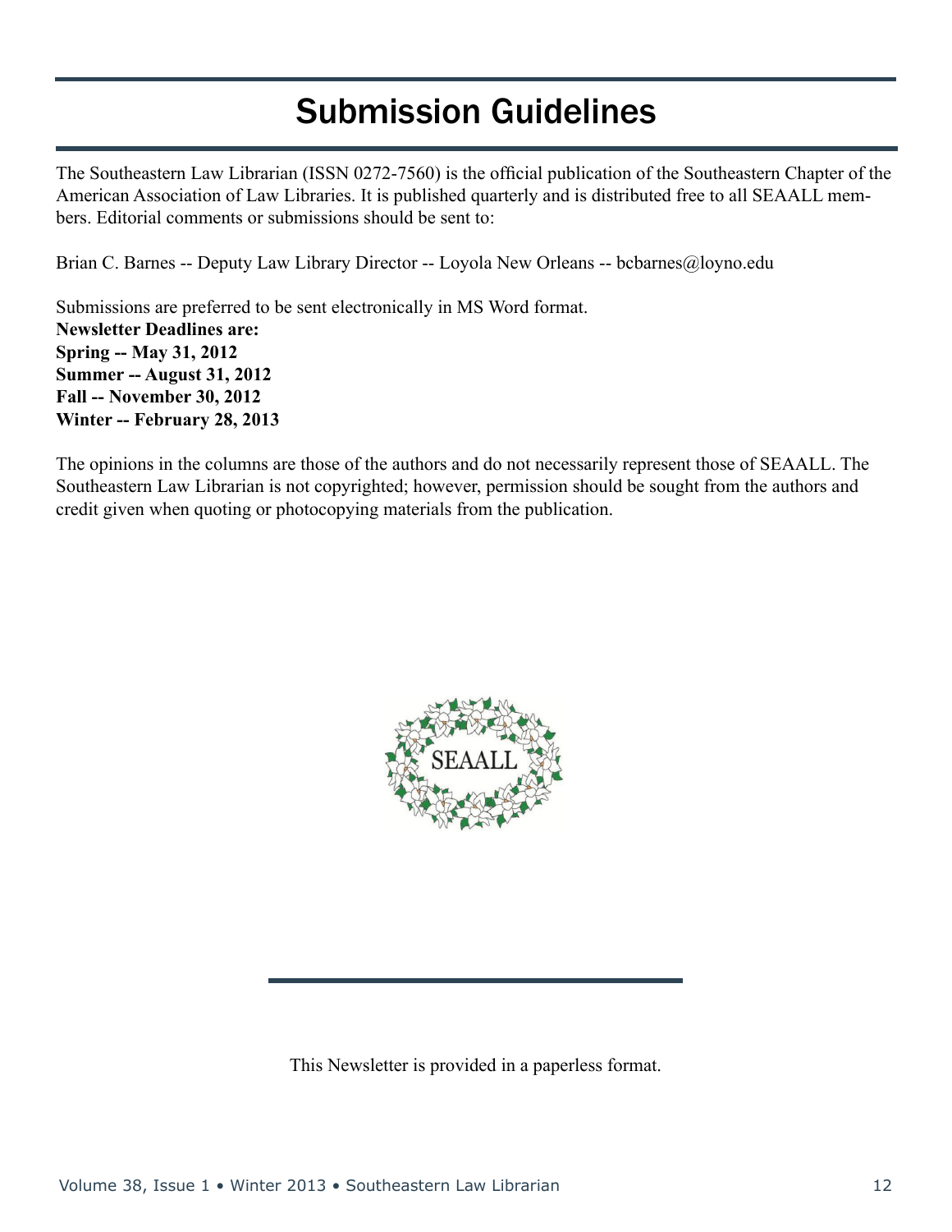# Submission Guidelines

The Southeastern Law Librarian (ISSN 0272-7560) is the official publication of the Southeastern Chapter of the American Association of Law Libraries. It is published quarterly and is distributed free to all SEAALL members. Editorial comments or submissions should be sent to:

Brian C. Barnes -- Deputy Law Library Director -- Loyola New Orleans -- bcbarnes@loyno.edu

Submissions are preferred to be sent electronically in MS Word format.
**Newsletter Deadlines are:**
**Spring -- May 31, 2012**
**Summer -- August 31, 2012**
**Fall -- November 30, 2012**
**Winter -- February 28, 2013**

The opinions in the columns are those of the authors and do not necessarily represent those of SEAALL. The Southeastern Law Librarian is not copyrighted; however, permission should be sought from the authors and credit given when quoting or photocopying materials from the publication.

SEAALL

This Newsletter is provided in a paperless format.